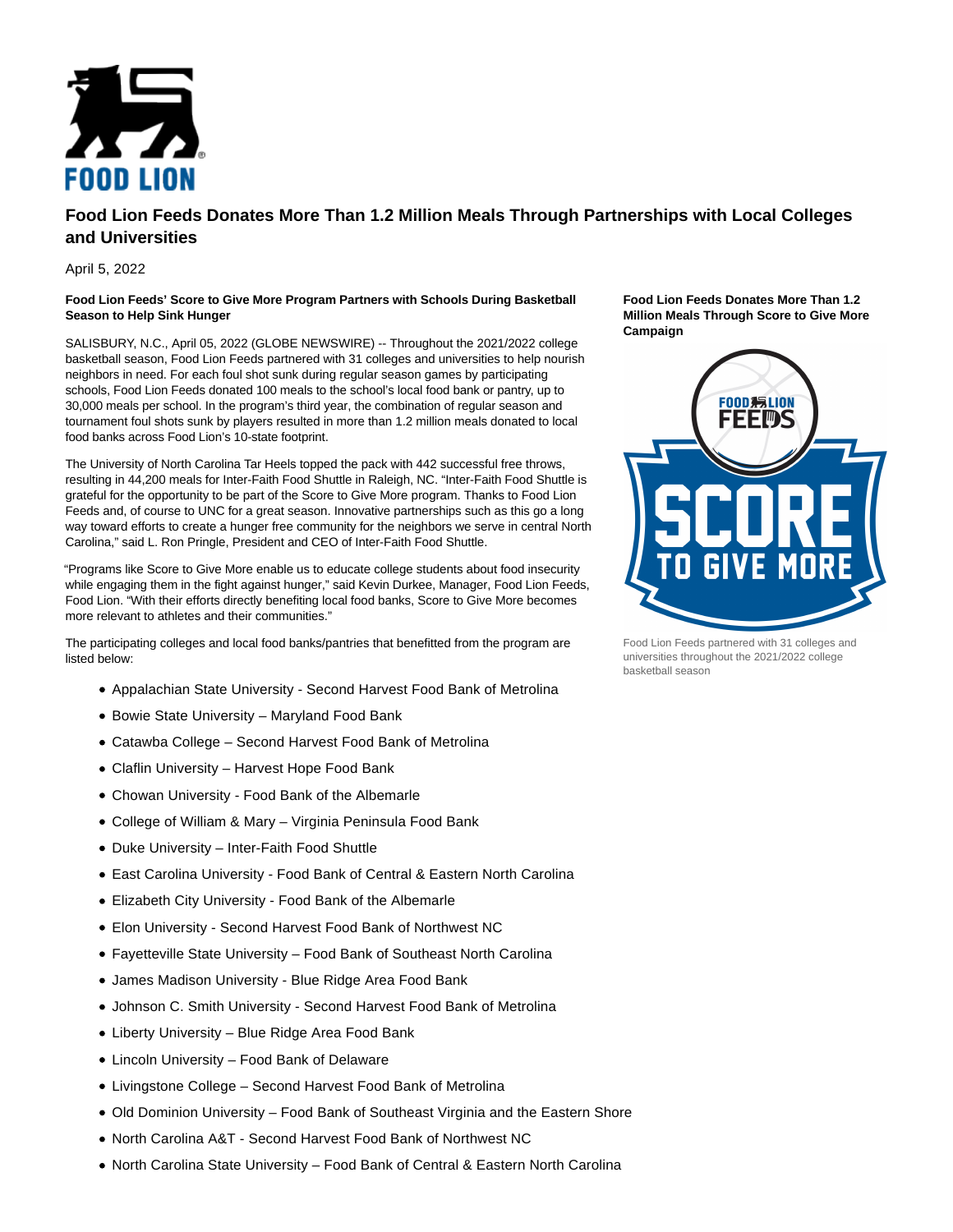# Food Lion Feeds Donates More Than 1.2 Million Meals Through Partnerships with Local Colleges and Universities

April 5, 2022

**Food Lion Feeds' Score to Give More Program Partners with Schools During Basketball Season to Help Sink Hunger**

SALISBURY, N.C., April 05, 2022 (GLOBE NEWSWIRE) -- Throughout the 2021/2022 college basketball season, Food Lion Feeds partnered with 31 colleges and universities to help nourish neighbors in need. For each foul shot sunk during regular season games by participating schools, Food Lion Feeds donated 100 meals to the school's local food bank or pantry, up to 30,000 meals per school. In the program's third year, the combination of regular season and tournament foul shots sunk by players resulted in more than 1.2 million meals donated to local food banks across Food Lion's 10-state footprint.

The University of North Carolina Tar Heels topped the pack with 442 successful free throws, resulting in 44,200 meals for Inter-Faith Food Shuttle in Raleigh, NC. "Inter-Faith Food Shuttle is grateful for the opportunity to be part of the Score to Give More program. Thanks to Food Lion Feeds and, of course to UNC for a great season. Innovative partnerships such as this go a long way toward efforts to create a hunger free community for the neighbors we serve in central North Carolina," said L. Ron Pringle, President and CEO of Inter-Faith Food Shuttle.

"Programs like Score to Give More enable us to educate college students about food insecurity while engaging them in the fight against hunger," said Kevin Durkee, Manager, Food Lion Feeds, Food Lion. "With their efforts directly benefiting local food banks, Score to Give More becomes more relevant to athletes and their communities."

The participating colleges and local food banks/pantries that benefitted from the program are listed below:

- Appalachian State University - Second Harvest Food Bank of Metrolina
- Bowie State University – Maryland Food Bank
- Catawba College – Second Harvest Food Bank of Metrolina
- Claflin University – Harvest Hope Food Bank
- Chowan University - Food Bank of the Albemarle
- College of William & Mary – Virginia Peninsula Food Bank
- Duke University – Inter-Faith Food Shuttle
- East Carolina University - Food Bank of Central & Eastern North Carolina
- Elizabeth City University - Food Bank of the Albemarle
- Elon University - Second Harvest Food Bank of Northwest NC
- Fayetteville State University – Food Bank of Southeast North Carolina
- James Madison University - Blue Ridge Area Food Bank
- Johnson C. Smith University - Second Harvest Food Bank of Metrolina
- Liberty University – Blue Ridge Area Food Bank
- Lincoln University – Food Bank of Delaware
- Livingstone College – Second Harvest Food Bank of Metrolina
- Old Dominion University – Food Bank of Southeast Virginia and the Eastern Shore
- North Carolina A&T - Second Harvest Food Bank of Northwest NC
- North Carolina State University – Food Bank of Central & Eastern North Carolina

**Food Lion Feeds Donates More Than 1.2 Million Meals Through Score to Give More Campaign**

Food Lion Feeds partnered with 31 colleges and universities throughout the 2021/2022 college basketball season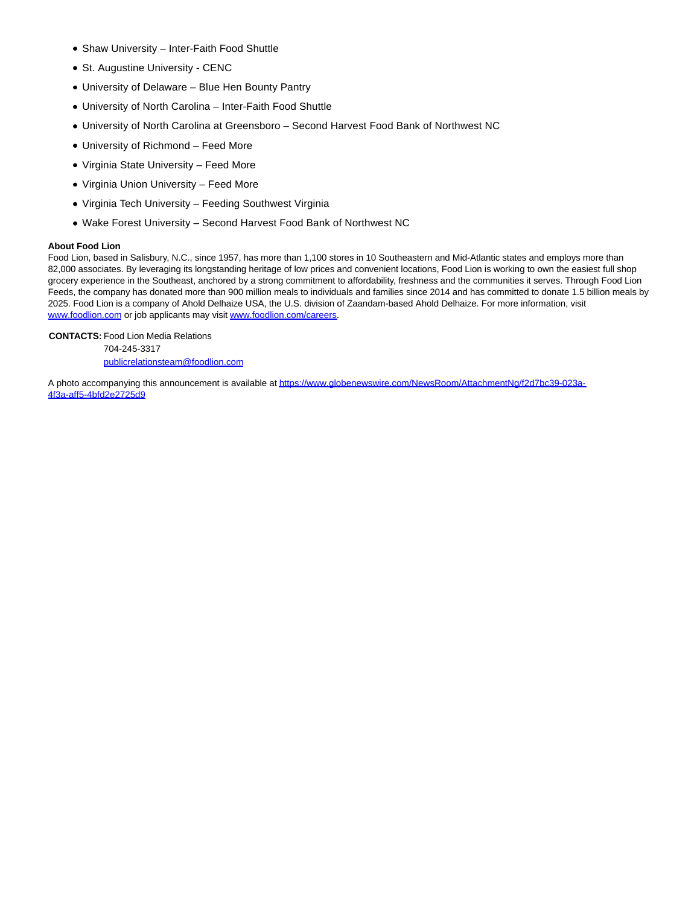- Shaw University – Inter-Faith Food Shuttle
- St. Augustine University - CENC
- University of Delaware – Blue Hen Bounty Pantry
- University of North Carolina – Inter-Faith Food Shuttle
- University of North Carolina at Greensboro – Second Harvest Food Bank of Northwest NC
- University of Richmond – Feed More
- Virginia State University – Feed More
- Virginia Union University – Feed More
- Virginia Tech University – Feeding Southwest Virginia
- Wake Forest University – Second Harvest Food Bank of Northwest NC

**About Food Lion**
Food Lion, based in Salisbury, N.C., since 1957, has more than 1,100 stores in 10 Southeastern and Mid-Atlantic states and employs more than 82,000 associates. By leveraging its longstanding heritage of low prices and convenient locations, Food Lion is working to own the easiest full shop grocery experience in the Southeast, anchored by a strong commitment to affordability, freshness and the communities it serves. Through Food Lion Feeds, the company has donated more than 900 million meals to individuals and families since 2014 and has committed to donate 1.5 billion meals by 2025. Food Lion is a company of Ahold Delhaize USA, the U.S. division of Zaandam-based Ahold Delhaize. For more information, visit www.foodlion.com or job applicants may visit www.foodlion.com/careers.

**CONTACTS:** Food Lion Media Relations
704-245-3317
publicrelationsteam@foodlion.com

A photo accompanying this announcement is available at https://www.globenewswire.com/NewsRoom/AttachmentNg/f2d7bc39-023a-4f3a-aff5-4bfd2e2725d9